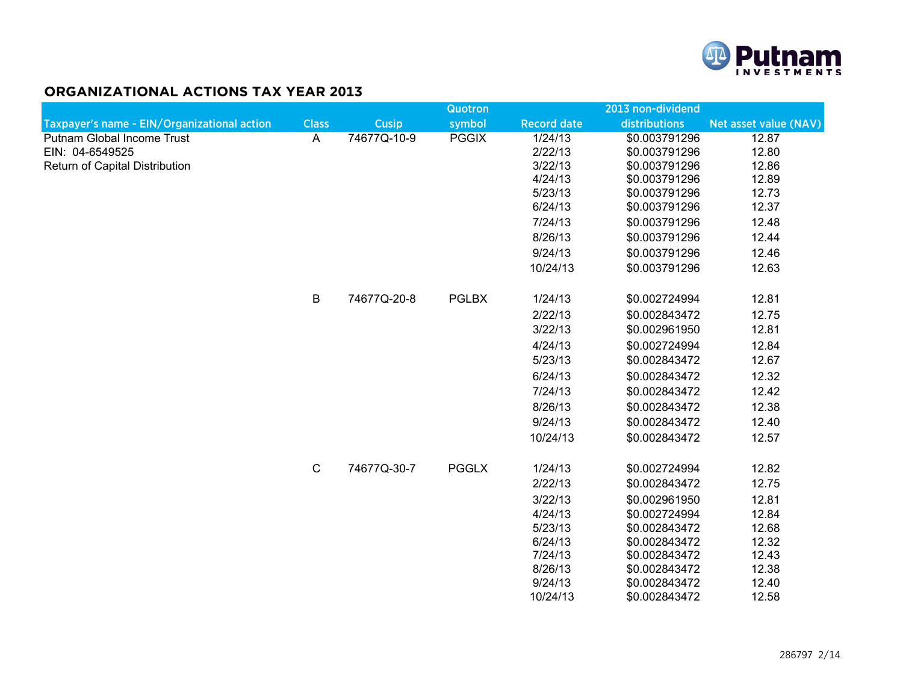Putnam INVESTMENTS

## ORGANIZATIONAL ACTIONS TAX YEAR 2013

| Taxpayer's name - EIN/Organizational action | Class | Cusip | Quotron symbol | Record date | 2013 non-dividend distributions | Net asset value (NAV) |
|---|---|---|---|---|---|---|
| Putnam Global Income Trust | A | 74677Q-10-9 | PGGIX | 1/24/13 | $0.003791296 | 12.87 |
| EIN: 04-6549525 | | | | 2/22/13 | $0.003791296 | 12.80 |
| Return of Capital Distribution | | | | 3/22/13 | $0.003791296 | 12.86 |
| | | | | 4/24/13 | $0.003791296 | 12.89 |
| | | | | 5/23/13 | $0.003791296 | 12.73 |
| | | | | 6/24/13 | $0.003791296 | 12.37 |
| | | | | 7/24/13 | $0.003791296 | 12.48 |
| | | | | 8/26/13 | $0.003791296 | 12.44 |
| | | | | 9/24/13 | $0.003791296 | 12.46 |
| | | | | 10/24/13 | $0.003791296 | 12.63 |
| | B | 74677Q-20-8 | PGLBX | 1/24/13 | $0.002724994 | 12.81 |
| | | | | 2/22/13 | $0.002843472 | 12.75 |
| | | | | 3/22/13 | $0.002961950 | 12.81 |
| | | | | 4/24/13 | $0.002724994 | 12.84 |
| | | | | 5/23/13 | $0.002843472 | 12.67 |
| | | | | 6/24/13 | $0.002843472 | 12.32 |
| | | | | 7/24/13 | $0.002843472 | 12.42 |
| | | | | 8/26/13 | $0.002843472 | 12.38 |
| | | | | 9/24/13 | $0.002843472 | 12.40 |
| | | | | 10/24/13 | $0.002843472 | 12.57 |
| | C | 74677Q-30-7 | PGGLX | 1/24/13 | $0.002724994 | 12.82 |
| | | | | 2/22/13 | $0.002843472 | 12.75 |
| | | | | 3/22/13 | $0.002961950 | 12.81 |
| | | | | 4/24/13 | $0.002724994 | 12.84 |
| | | | | 5/23/13 | $0.002843472 | 12.68 |
| | | | | 6/24/13 | $0.002843472 | 12.32 |
| | | | | 7/24/13 | $0.002843472 | 12.43 |
| | | | | 8/26/13 | $0.002843472 | 12.38 |
| | | | | 9/24/13 | $0.002843472 | 12.40 |
| | | | | 10/24/13 | $0.002843472 | 12.58 |

286797 2/14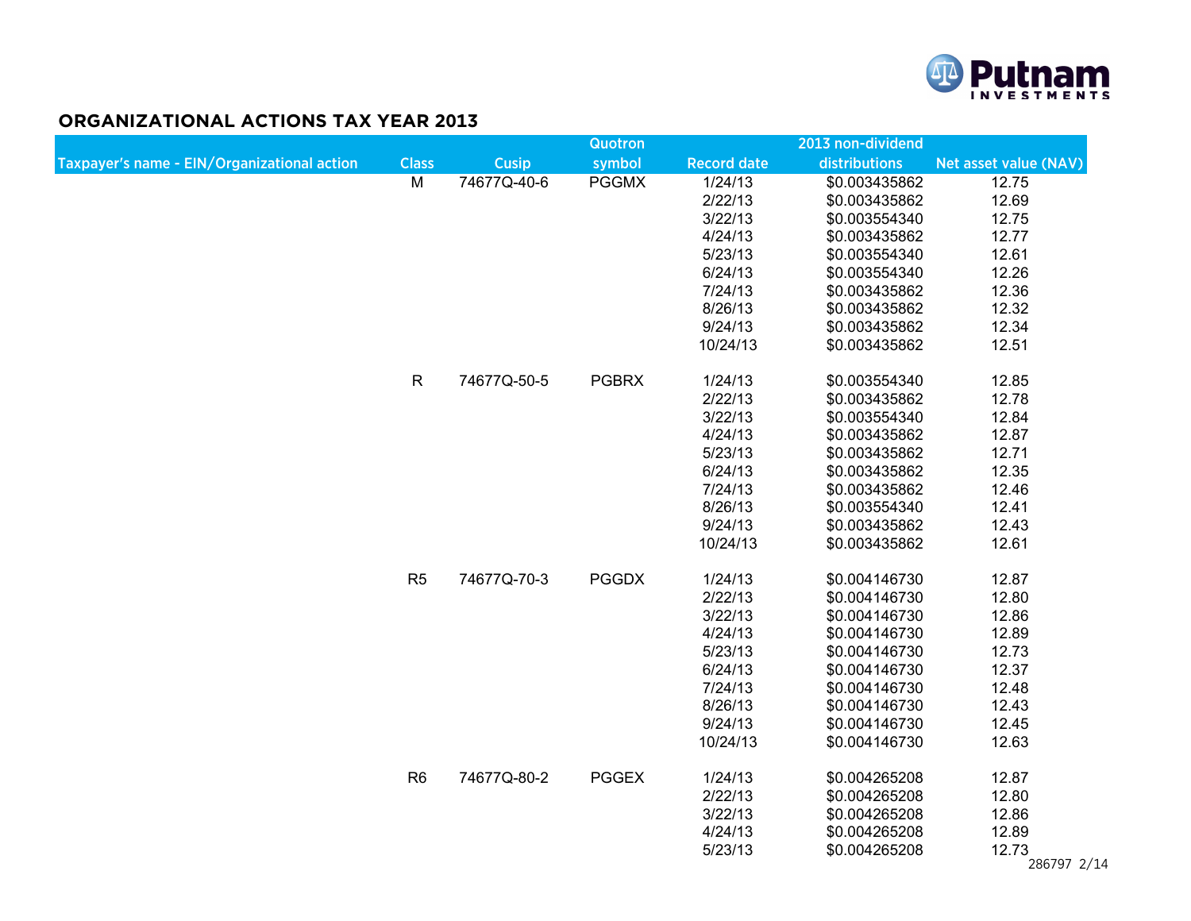## ORGANIZATIONAL ACTIONS TAX YEAR 2013

| Taxpayer's name - EIN/Organizational action | Class | Cusip | Quotron symbol | Record date | 2013 non-dividend distributions | Net asset value (NAV) |
|---|---|---|---|---|---|---|
| | M | 74677Q-40-6 | PGGMX | 1/24/13 | $0.003435862 | 12.75 |
| | | | | 2/22/13 | $0.003435862 | 12.69 |
| | | | | 3/22/13 | $0.003554340 | 12.75 |
| | | | | 4/24/13 | $0.003435862 | 12.77 |
| | | | | 5/23/13 | $0.003554340 | 12.61 |
| | | | | 6/24/13 | $0.003554340 | 12.26 |
| | | | | 7/24/13 | $0.003435862 | 12.36 |
| | | | | 8/26/13 | $0.003435862 | 12.32 |
| | | | | 9/24/13 | $0.003435862 | 12.34 |
| | | | | 10/24/13 | $0.003435862 | 12.51 |
| | R | 74677Q-50-5 | PGBRX | 1/24/13 | $0.003554340 | 12.85 |
| | | | | 2/22/13 | $0.003435862 | 12.78 |
| | | | | 3/22/13 | $0.003554340 | 12.84 |
| | | | | 4/24/13 | $0.003435862 | 12.87 |
| | | | | 5/23/13 | $0.003435862 | 12.71 |
| | | | | 6/24/13 | $0.003435862 | 12.35 |
| | | | | 7/24/13 | $0.003435862 | 12.46 |
| | | | | 8/26/13 | $0.003554340 | 12.41 |
| | | | | 9/24/13 | $0.003435862 | 12.43 |
| | | | | 10/24/13 | $0.003435862 | 12.61 |
| | R5 | 74677Q-70-3 | PGGDX | 1/24/13 | $0.004146730 | 12.87 |
| | | | | 2/22/13 | $0.004146730 | 12.80 |
| | | | | 3/22/13 | $0.004146730 | 12.86 |
| | | | | 4/24/13 | $0.004146730 | 12.89 |
| | | | | 5/23/13 | $0.004146730 | 12.73 |
| | | | | 6/24/13 | $0.004146730 | 12.37 |
| | | | | 7/24/13 | $0.004146730 | 12.48 |
| | | | | 8/26/13 | $0.004146730 | 12.43 |
| | | | | 9/24/13 | $0.004146730 | 12.45 |
| | | | | 10/24/13 | $0.004146730 | 12.63 |
| | R6 | 74677Q-80-2 | PGGEX | 1/24/13 | $0.004265208 | 12.87 |
| | | | | 2/22/13 | $0.004265208 | 12.80 |
| | | | | 3/22/13 | $0.004265208 | 12.86 |
| | | | | 4/24/13 | $0.004265208 | 12.89 |
| | | | | 5/23/13 | $0.004265208 | 12.73 |

286797 2/14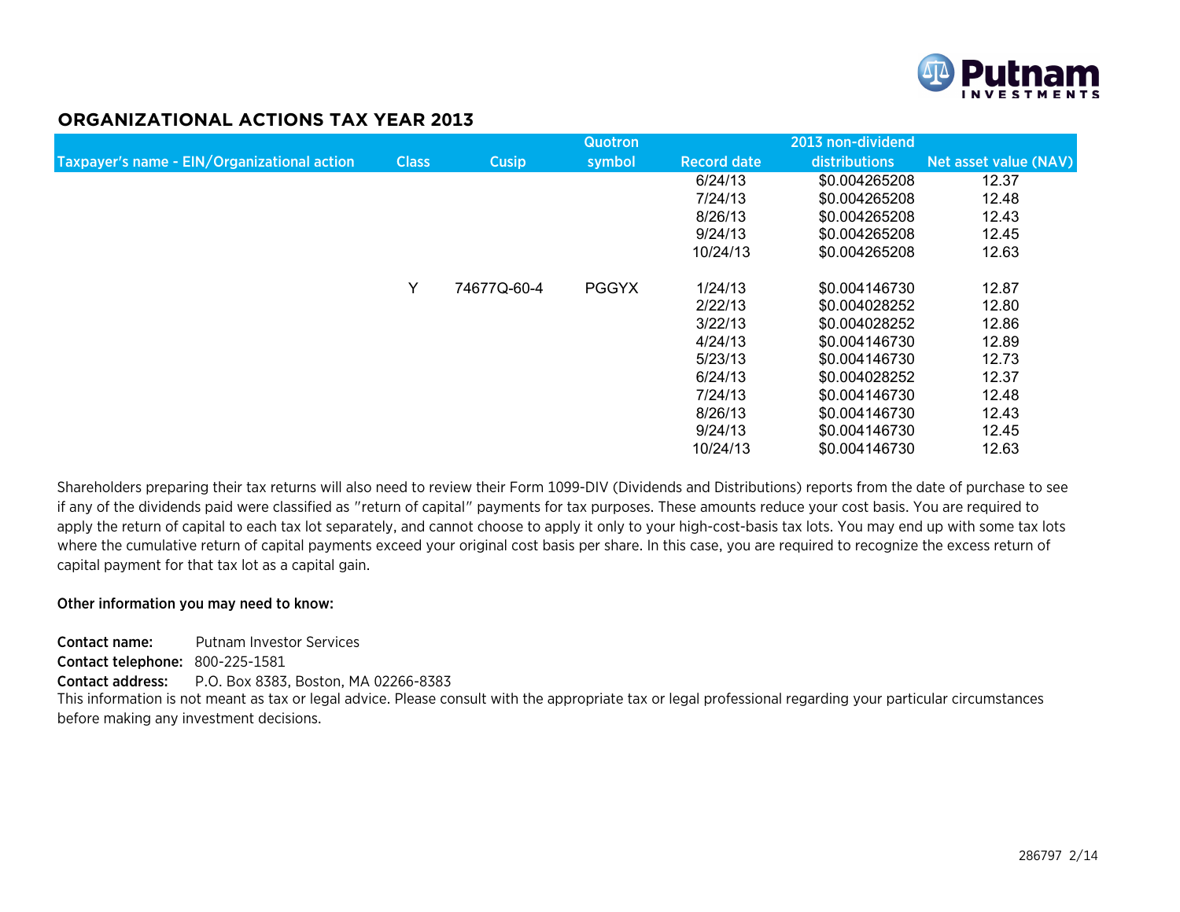## ORGANIZATIONAL ACTIONS TAX YEAR 2013

| Taxpayer's name - EIN/Organizational action | Class | Cusip | Quotron symbol | Record date | 2013 non-dividend distributions | Net asset value (NAV) |
|---|---|---|---|---|---|---|
| | | | | 6/24/13 | $0.004265208 | 12.37 |
| | | | | 7/24/13 | $0.004265208 | 12.48 |
| | | | | 8/26/13 | $0.004265208 | 12.43 |
| | | | | 9/24/13 | $0.004265208 | 12.45 |
| | | | | 10/24/13 | $0.004265208 | 12.63 |
| | Y | 74677Q-60-4 | PGGYX | 1/24/13 | $0.004146730 | 12.87 |
| | | | | 2/22/13 | $0.004028252 | 12.80 |
| | | | | 3/22/13 | $0.004028252 | 12.86 |
| | | | | 4/24/13 | $0.004146730 | 12.89 |
| | | | | 5/23/13 | $0.004146730 | 12.73 |
| | | | | 6/24/13 | $0.004028252 | 12.37 |
| | | | | 7/24/13 | $0.004146730 | 12.48 |
| | | | | 8/26/13 | $0.004146730 | 12.43 |
| | | | | 9/24/13 | $0.004146730 | 12.45 |
| | | | | 10/24/13 | $0.004146730 | 12.63 |

Shareholders preparing their tax returns will also need to review their Form 1099-DIV (Dividends and Distributions) reports from the date of purchase to see if any of the dividends paid were classified as "return of capital" payments for tax purposes. These amounts reduce your cost basis. You are required to apply the return of capital to each tax lot separately, and cannot choose to apply it only to your high-cost-basis tax lots. You may end up with some tax lots where the cumulative return of capital payments exceed your original cost basis per share. In this case, you are required to recognize the excess return of capital payment for that tax lot as a capital gain.

**Other information you may need to know:**

**Contact name:** Putnam Investor Services
**Contact telephone:** 800-225-1581
**Contact address:** P.O. Box 8383, Boston, MA 02266-8383
This information is not meant as tax or legal advice. Please consult with the appropriate tax or legal professional regarding your particular circumstances before making any investment decisions.

286797 2/14